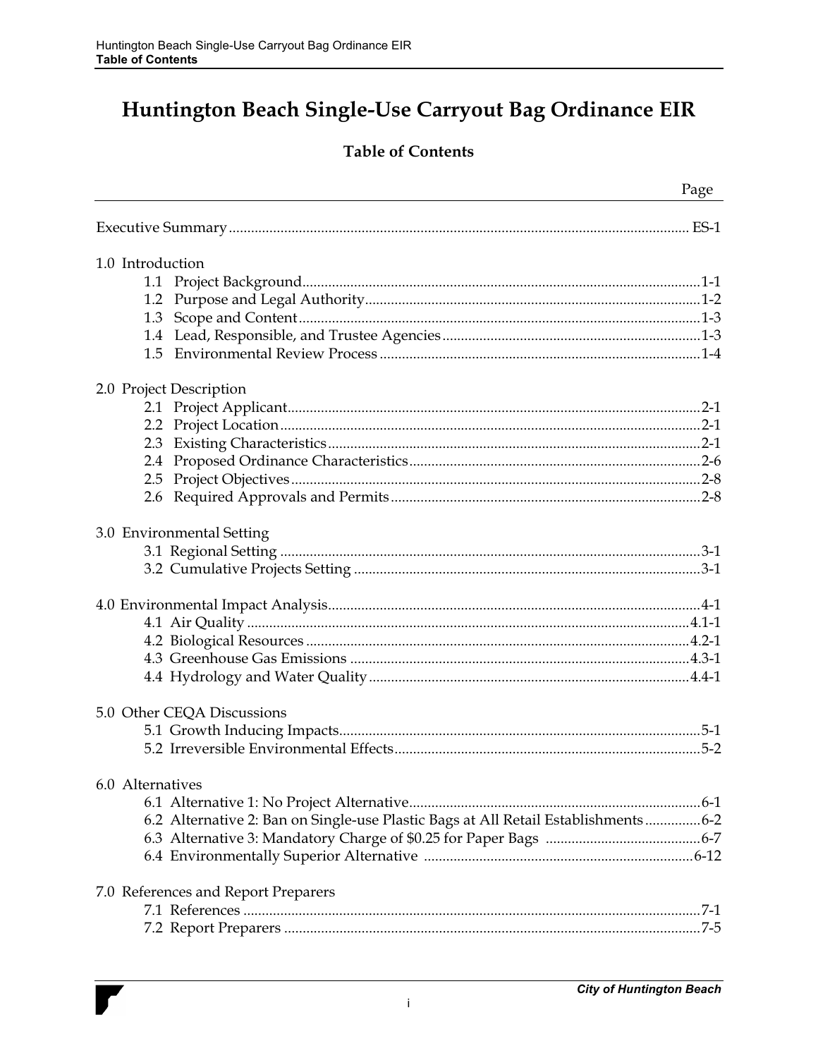# Huntington Beach Single-Use Carryout Bag Ordinance EIR

## Table of Contents

| | Page |
|---|---|
| Executive Summary | ES-1 |
| **1.0 Introduction** | |
| 1.1 Project Background | 1-1 |
| 1.2 Purpose and Legal Authority | 1-2 |
| 1.3 Scope and Content | 1-3 |
| 1.4 Lead, Responsible, and Trustee Agencies | 1-3 |
| 1.5 Environmental Review Process | 1-4 |
| **2.0 Project Description** | |
| 2.1 Project Applicant | 2-1 |
| 2.2 Project Location | 2-1 |
| 2.3 Existing Characteristics | 2-1 |
| 2.4 Proposed Ordinance Characteristics | 2-6 |
| 2.5 Project Objectives | 2-8 |
| 2.6 Required Approvals and Permits | 2-8 |
| **3.0 Environmental Setting** | |
| 3.1 Regional Setting | 3-1 |
| 3.2 Cumulative Projects Setting | 3-1 |
| **4.0 Environmental Impact Analysis** | 4-1 |
| 4.1 Air Quality | 4.1-1 |
| 4.2 Biological Resources | 4.2-1 |
| 4.3 Greenhouse Gas Emissions | 4.3-1 |
| 4.4 Hydrology and Water Quality | 4.4-1 |
| **5.0 Other CEQA Discussions** | |
| 5.1 Growth Inducing Impacts | 5-1 |
| 5.2 Irreversible Environmental Effects | 5-2 |
| **6.0 Alternatives** | |
| 6.1 Alternative 1: No Project Alternative | 6-1 |
| 6.2 Alternative 2: Ban on Single-use Plastic Bags at All Retail Establishments | 6-2 |
| 6.3 Alternative 3: Mandatory Charge of $0.25 for Paper Bags | 6-7 |
| 6.4 Environmentally Superior Alternative | 6-12 |
| **7.0 References and Report Preparers** | |
| 7.1 References | 7-1 |
| 7.2 Report Preparers | 7-5 |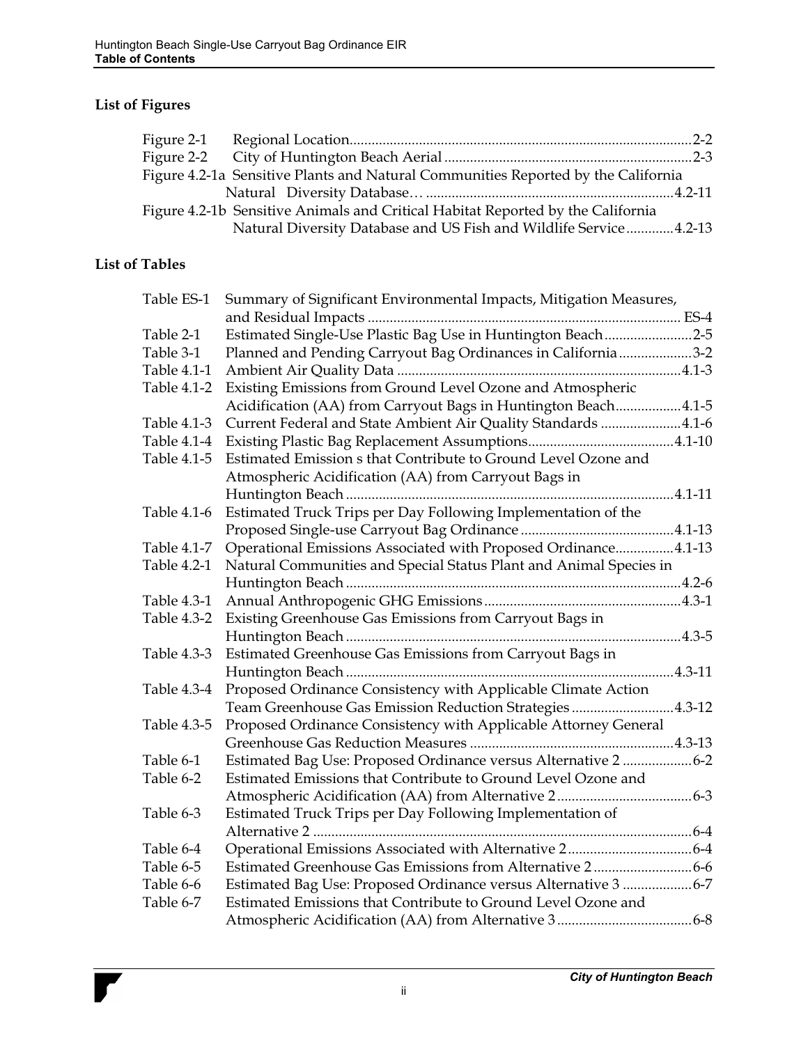## List of Figures

| | | |
|---|---|---|
| Figure 2-1 | Regional Location | 2-2 |
| Figure 2-2 | City of Huntington Beach Aerial | 2-3 |
| Figure 4.2-1a | Sensitive Plants and Natural Communities Reported by the California Natural Diversity Database… | 4.2-11 |
| Figure 4.2-1b | Sensitive Animals and Critical Habitat Reported by the California Natural Diversity Database and US Fish and Wildlife Service | 4.2-13 |

## List of Tables

| | | |
|---|---|---|
| Table ES-1 | Summary of Significant Environmental Impacts, Mitigation Measures, and Residual Impacts | ES-4 |
| Table 2-1 | Estimated Single-Use Plastic Bag Use in Huntington Beach | 2-5 |
| Table 3-1 | Planned and Pending Carryout Bag Ordinances in California | 3-2 |
| Table 4.1-1 | Ambient Air Quality Data | 4.1-3 |
| Table 4.1-2 | Existing Emissions from Ground Level Ozone and Atmospheric Acidification (AA) from Carryout Bags in Huntington Beach | 4.1-5 |
| Table 4.1-3 | Current Federal and State Ambient Air Quality Standards | 4.1-6 |
| Table 4.1-4 | Existing Plastic Bag Replacement Assumptions | 4.1-10 |
| Table 4.1-5 | Estimated Emission s that Contribute to Ground Level Ozone and Atmospheric Acidification (AA) from Carryout Bags in Huntington Beach | 4.1-11 |
| Table 4.1-6 | Estimated Truck Trips per Day Following Implementation of the Proposed Single-use Carryout Bag Ordinance | 4.1-13 |
| Table 4.1-7 | Operational Emissions Associated with Proposed Ordinance | 4.1-13 |
| Table 4.2-1 | Natural Communities and Special Status Plant and Animal Species in Huntington Beach | 4.2-6 |
| Table 4.3-1 | Annual Anthropogenic GHG Emissions | 4.3-1 |
| Table 4.3-2 | Existing Greenhouse Gas Emissions from Carryout Bags in Huntington Beach | 4.3-5 |
| Table 4.3-3 | Estimated Greenhouse Gas Emissions from Carryout Bags in Huntington Beach | 4.3-11 |
| Table 4.3-4 | Proposed Ordinance Consistency with Applicable Climate Action Team Greenhouse Gas Emission Reduction Strategies | 4.3-12 |
| Table 4.3-5 | Proposed Ordinance Consistency with Applicable Attorney General Greenhouse Gas Reduction Measures | 4.3-13 |
| Table 6-1 | Estimated Bag Use: Proposed Ordinance versus Alternative 2 | 6-2 |
| Table 6-2 | Estimated Emissions that Contribute to Ground Level Ozone and Atmospheric Acidification (AA) from Alternative 2 | 6-3 |
| Table 6-3 | Estimated Truck Trips per Day Following Implementation of Alternative 2 | 6-4 |
| Table 6-4 | Operational Emissions Associated with Alternative 2 | 6-4 |
| Table 6-5 | Estimated Greenhouse Gas Emissions from Alternative 2 | 6-6 |
| Table 6-6 | Estimated Bag Use: Proposed Ordinance versus Alternative 3 | 6-7 |
| Table 6-7 | Estimated Emissions that Contribute to Ground Level Ozone and Atmospheric Acidification (AA) from Alternative 3 | 6-8 |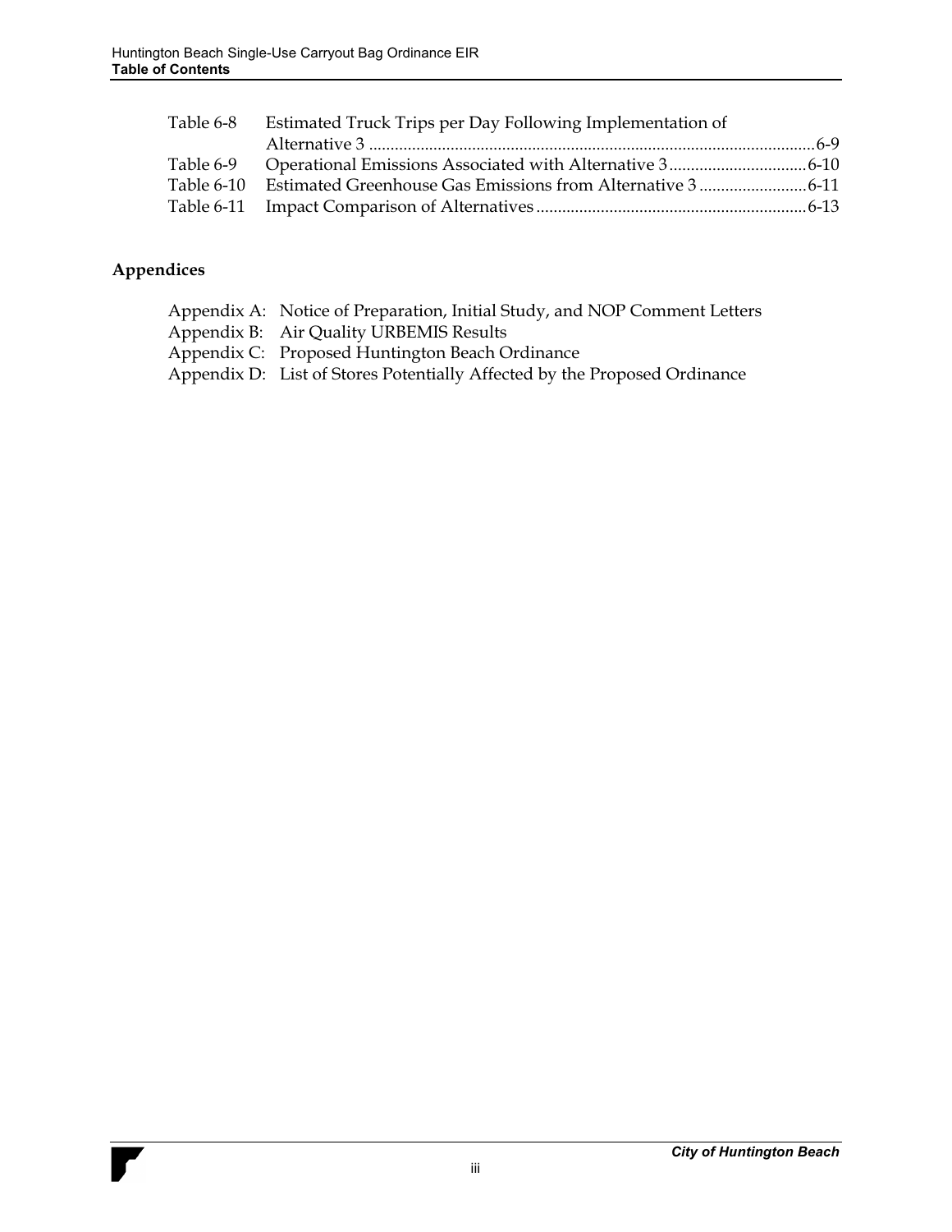| | | |
|---|---|---|
| Table 6-8 | Estimated Truck Trips per Day Following Implementation of Alternative 3 | 6-9 |
| Table 6-9 | Operational Emissions Associated with Alternative 3 | 6-10 |
| Table 6-10 | Estimated Greenhouse Gas Emissions from Alternative 3 | 6-11 |
| Table 6-11 | Impact Comparison of Alternatives | 6-13 |

## Appendices

Appendix A: Notice of Preparation, Initial Study, and NOP Comment Letters
Appendix B: Air Quality URBEMIS Results
Appendix C: Proposed Huntington Beach Ordinance
Appendix D: List of Stores Potentially Affected by the Proposed Ordinance